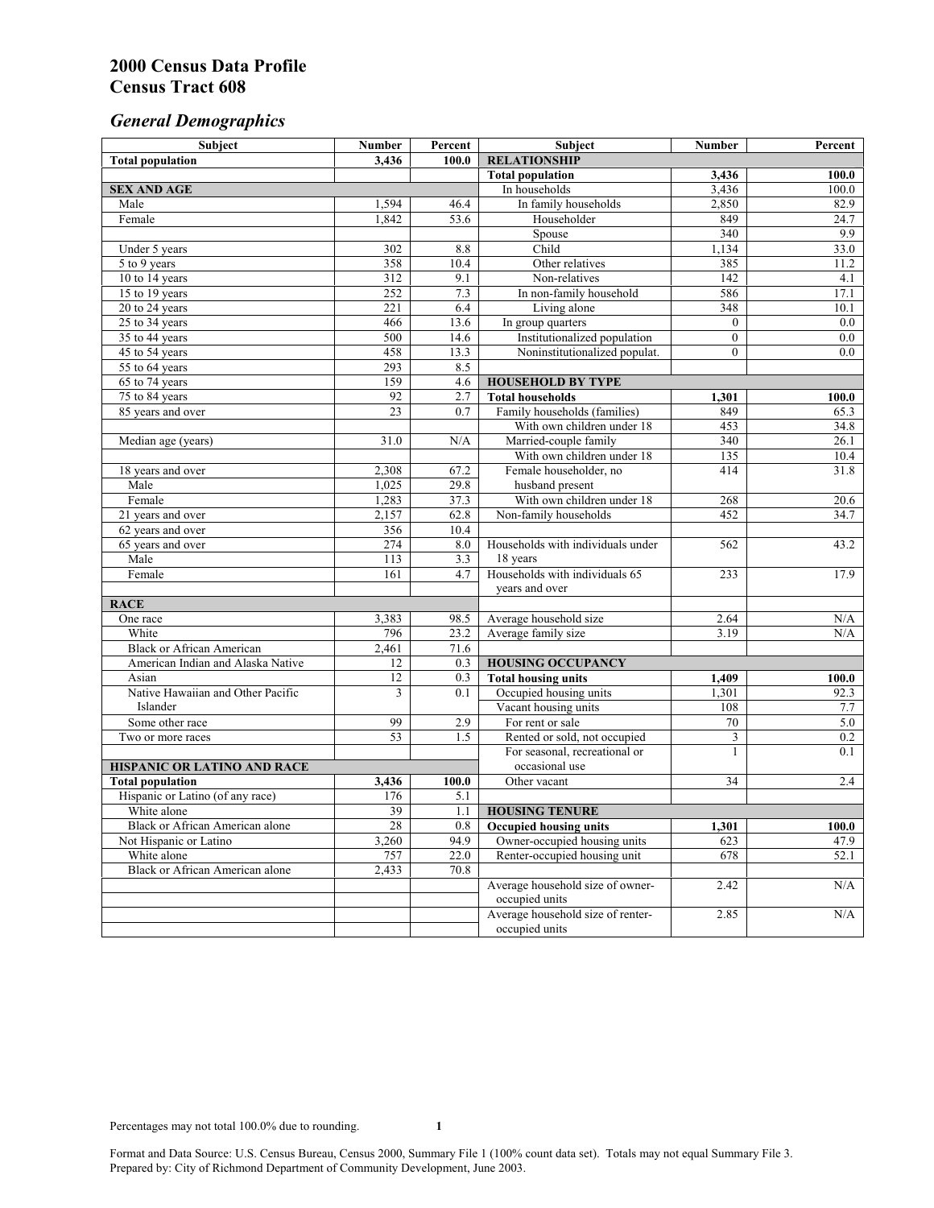# 2000 Census Data Profile
# Census Tract 608

## *General Demographics*

| Subject | Number | Percent | Subject | Number | Percent |
|---|---|---|---|---|---|
| **Total population** | **3,436** | **100.0** | **RELATIONSHIP** | | |
| | | | **Total population** | **3,436** | **100.0** |
| **SEX AND AGE** | | | In households | 3,436 | 100.0 |
| Male | 1,594 | 46.4 | In family households | 2,850 | 82.9 |
| Female | 1,842 | 53.6 | Householder | 849 | 24.7 |
| | | | Spouse | 340 | 9.9 |
| Under 5 years | 302 | 8.8 | Child | 1,134 | 33.0 |
| 5 to 9 years | 358 | 10.4 | Other relatives | 385 | 11.2 |
| 10 to 14 years | 312 | 9.1 | Non-relatives | 142 | 4.1 |
| 15 to 19 years | 252 | 7.3 | In non-family household | 586 | 17.1 |
| 20 to 24 years | 221 | 6.4 | Living alone | 348 | 10.1 |
| 25 to 34 years | 466 | 13.6 | In group quarters | 0 | 0.0 |
| 35 to 44 years | 500 | 14.6 | Institutionalized population | 0 | 0.0 |
| 45 to 54 years | 458 | 13.3 | Noninstitutionalized populat. | 0 | 0.0 |
| 55 to 64 years | 293 | 8.5 | | | |
| 65 to 74 years | 159 | 4.6 | **HOUSEHOLD BY TYPE** | | |
| 75 to 84 years | 92 | 2.7 | **Total households** | **1,301** | **100.0** |
| 85 years and over | 23 | 0.7 | Family households (families) | 849 | 65.3 |
| | | | With own children under 18 | 453 | 34.8 |
| Median age (years) | 31.0 | N/A | Married-couple family | 340 | 26.1 |
| | | | With own children under 18 | 135 | 10.4 |
| 18 years and over | 2,308 | 67.2 | Female householder, no husband present | 414 | 31.8 |
| Male | 1,025 | 29.8 | | | |
| Female | 1,283 | 37.3 | With own children under 18 | 268 | 20.6 |
| 21 years and over | 2,157 | 62.8 | Non-family households | 452 | 34.7 |
| 62 years and over | 356 | 10.4 | | | |
| 65 years and over | 274 | 8.0 | Households with individuals under 18 years | 562 | 43.2 |
| Male | 113 | 3.3 | | | |
| Female | 161 | 4.7 | Households with individuals 65 years and over | 233 | 17.9 |
| **RACE** | | | | | |
| One race | 3,383 | 98.5 | Average household size | 2.64 | N/A |
| White | 796 | 23.2 | Average family size | 3.19 | N/A |
| Black or African American | 2,461 | 71.6 | | | |
| American Indian and Alaska Native | 12 | 0.3 | **HOUSING OCCUPANCY** | | |
| Asian | 12 | 0.3 | **Total housing units** | **1,409** | **100.0** |
| Native Hawaiian and Other Pacific Islander | 3 | 0.1 | Occupied housing units | 1,301 | 92.3 |
| | | | Vacant housing units | 108 | 7.7 |
| Some other race | 99 | 2.9 | For rent or sale | 70 | 5.0 |
| Two or more races | 53 | 1.5 | Rented or sold, not occupied | 3 | 0.2 |
| | | | For seasonal, recreational or occasional use | 1 | 0.1 |
| **HISPANIC OR LATINO AND RACE** | | | | | |
| **Total population** | **3,436** | **100.0** | Other vacant | 34 | 2.4 |
| Hispanic or Latino (of any race) | 176 | 5.1 | | | |
| White alone | 39 | 1.1 | **HOUSING TENURE** | | |
| Black or African American alone | 28 | 0.8 | **Occupied housing units** | **1,301** | **100.0** |
| Not Hispanic or Latino | 3,260 | 94.9 | Owner-occupied housing units | 623 | 47.9 |
| White alone | 757 | 22.0 | Renter-occupied housing unit | 678 | 52.1 |
| Black or African American alone | 2,433 | 70.8 | | | |
| | | | Average household size of owner-occupied units | 2.42 | N/A |
| | | | Average household size of renter-occupied units | 2.85 | N/A |

Percentages may not total 100.0% due to rounding.

Format and Data Source: U.S. Census Bureau, Census 2000, Summary File 1 (100% count data set). Totals may not equal Summary File 3.
Prepared by: City of Richmond Department of Community Development, June 2003.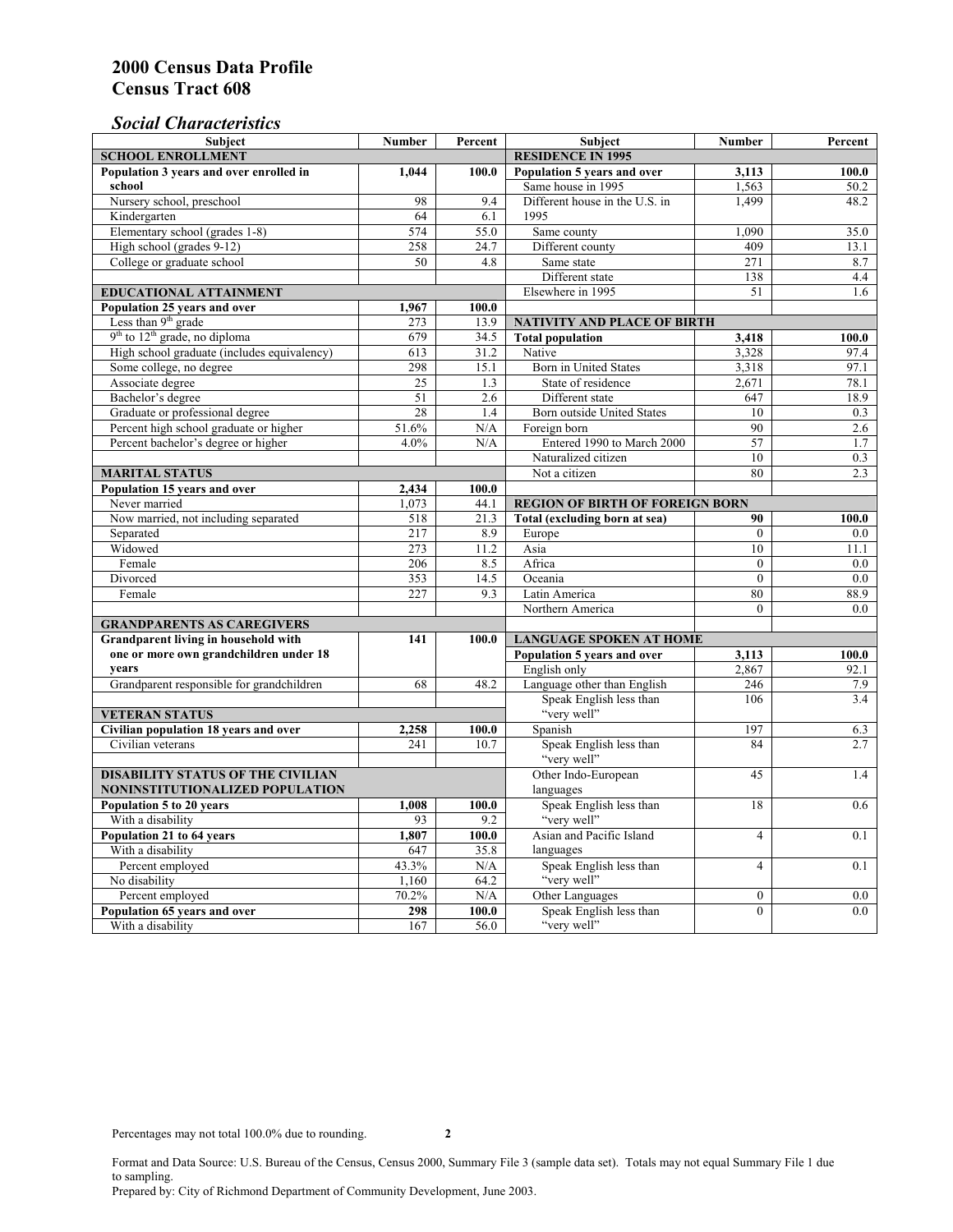## 2000 Census Data Profile
## Census Tract 608

### *Social Characteristics*

| Subject | Number | Percent |
|---|---|---|
| **SCHOOL ENROLLMENT** | | |
| **Population 3 years and over enrolled in school** | **1,044** | **100.0** |
| Nursery school, preschool | 98 | 9.4 |
| Kindergarten | 64 | 6.1 |
| Elementary school (grades 1-8) | 574 | 55.0 |
| High school (grades 9-12) | 258 | 24.7 |
| College or graduate school | 50 | 4.8 |
| **EDUCATIONAL ATTAINMENT** | | |
| **Population 25 years and over** | **1,967** | **100.0** |
| Less than 9th grade | 273 | 13.9 |
| 9th to 12th grade, no diploma | 679 | 34.5 |
| High school graduate (includes equivalency) | 613 | 31.2 |
| Some college, no degree | 298 | 15.1 |
| Associate degree | 25 | 1.3 |
| Bachelor's degree | 51 | 2.6 |
| Graduate or professional degree | 28 | 1.4 |
| Percent high school graduate or higher | 51.6% | N/A |
| Percent bachelor's degree or higher | 4.0% | N/A |
| **MARITAL STATUS** | | |
| **Population 15 years and over** | **2,434** | **100.0** |
| Never married | 1,073 | 44.1 |
| Now married, not including separated | 518 | 21.3 |
| Separated | 217 | 8.9 |
| Widowed | 273 | 11.2 |
| Female | 206 | 8.5 |
| Divorced | 353 | 14.5 |
| Female | 227 | 9.3 |
| **GRANDPARENTS AS CAREGIVERS** | | |
| **Grandparent living in household with one or more own grandchildren under 18 years** | **141** | **100.0** |
| Grandparent responsible for grandchildren | 68 | 48.2 |
| **VETERAN STATUS** | | |
| **Civilian population 18 years and over** | **2,258** | **100.0** |
| Civilian veterans | 241 | 10.7 |
| **DISABILITY STATUS OF THE CIVILIAN NONINSTITUTIONALIZED POPULATION** | | |
| **Population 5 to 20 years** | **1,008** | **100.0** |
| With a disability | 93 | 9.2 |
| **Population 21 to 64 years** | **1,807** | **100.0** |
| With a disability | 647 | 35.8 |
| Percent employed | 43.3% | N/A |
| No disability | 1,160 | 64.2 |
| Percent employed | 70.2% | N/A |
| **Population 65 years and over** | **298** | **100.0** |
| With a disability | 167 | 56.0 |

| Subject | Number | Percent |
|---|---|---|
| **RESIDENCE IN 1995** | | |
| **Population 5 years and over** | **3,113** | **100.0** |
| Same house in 1995 | 1,563 | 50.2 |
| Different house in the U.S. in 1995 | 1,499 | 48.2 |
| Same county | 1,090 | 35.0 |
| Different county | 409 | 13.1 |
| Same state | 271 | 8.7 |
| Different state | 138 | 4.4 |
| Elsewhere in 1995 | 51 | 1.6 |
| **NATIVITY AND PLACE OF BIRTH** | | |
| **Total population** | **3,418** | **100.0** |
| Native | 3,328 | 97.4 |
| Born in United States | 3,318 | 97.1 |
| State of residence | 2,671 | 78.1 |
| Different state | 647 | 18.9 |
| Born outside United States | 10 | 0.3 |
| Foreign born | 90 | 2.6 |
| Entered 1990 to March 2000 | 57 | 1.7 |
| Naturalized citizen | 10 | 0.3 |
| Not a citizen | 80 | 2.3 |
| **REGION OF BIRTH OF FOREIGN BORN** | | |
| **Total (excluding born at sea)** | **90** | **100.0** |
| Europe | 0 | 0.0 |
| Asia | 10 | 11.1 |
| Africa | 0 | 0.0 |
| Oceania | 0 | 0.0 |
| Latin America | 80 | 88.9 |
| Northern America | 0 | 0.0 |
| **LANGUAGE SPOKEN AT HOME** | | |
| **Population 5 years and over** | **3,113** | **100.0** |
| English only | 2,867 | 92.1 |
| Language other than English | 246 | 7.9 |
| Speak English less than "very well" | 106 | 3.4 |
| Spanish | 197 | 6.3 |
| Speak English less than "very well" | 84 | 2.7 |
| Other Indo-European languages | 45 | 1.4 |
| Speak English less than "very well" | 18 | 0.6 |
| Asian and Pacific Island languages | 4 | 0.1 |
| Speak English less than "very well" | 4 | 0.1 |
| Other Languages | 0 | 0.0 |
| Speak English less than "very well" | 0 | 0.0 |

Percentages may not total 100.0% due to rounding.

Format and Data Source: U.S. Bureau of the Census, Census 2000, Summary File 3 (sample data set). Totals may not equal Summary File 1 due to sampling.
Prepared by: City of Richmond Department of Community Development, June 2003.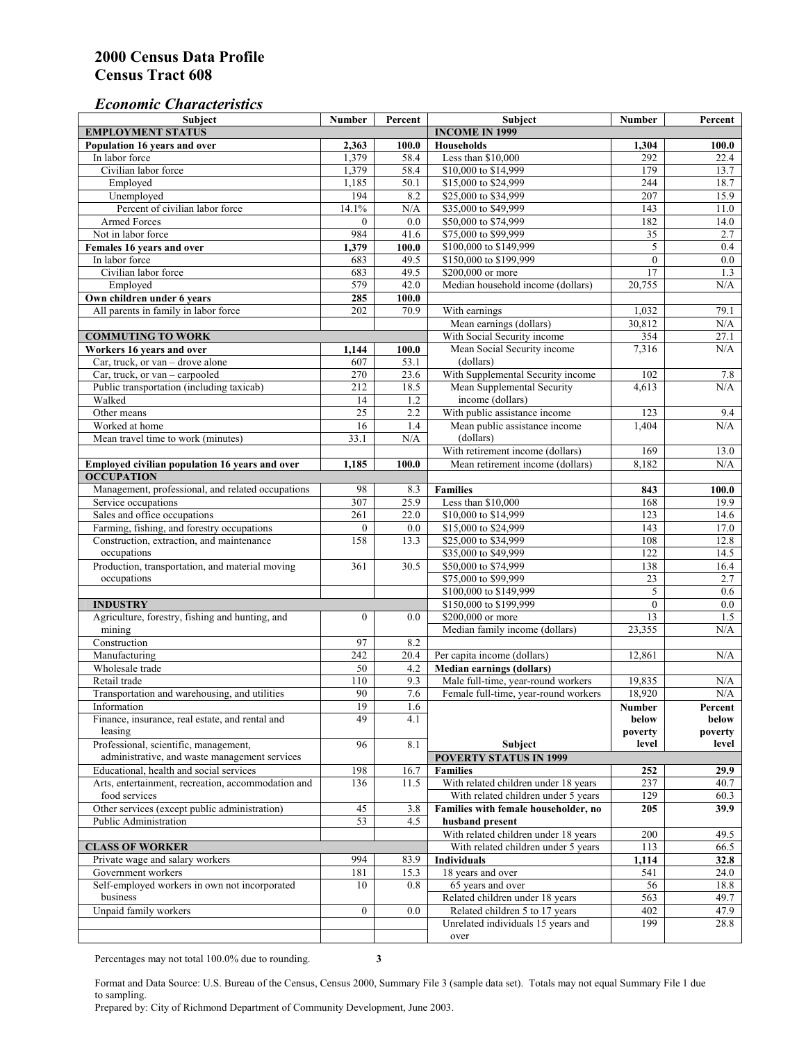## 2000 Census Data Profile
## Census Tract 608

### *Economic Characteristics*

| Subject | Number | Percent |
|---|---|---|
| **EMPLOYMENT STATUS** | | |
| **Population 16 years and over** | **2,363** | **100.0** |
| In labor force | 1,379 | 58.4 |
| Civilian labor force | 1,379 | 58.4 |
| Employed | 1,185 | 50.1 |
| Unemployed | 194 | 8.2 |
| Percent of civilian labor force | 14.1% | N/A |
| Armed Forces | 0 | 0.0 |
| Not in labor force | 984 | 41.6 |
| **Females 16 years and over** | **1,379** | **100.0** |
| In labor force | 683 | 49.5 |
| Civilian labor force | 683 | 49.5 |
| Employed | 579 | 42.0 |
| **Own children under 6 years** | **285** | **100.0** |
| All parents in family in labor force | 202 | 70.9 |
| **COMMUTING TO WORK** | | |
| **Workers 16 years and over** | **1,144** | **100.0** |
| Car, truck, or van – drove alone | 607 | 53.1 |
| Car, truck, or van – carpooled | 270 | 23.6 |
| Public transportation (including taxicab) | 212 | 18.5 |
| Walked | 14 | 1.2 |
| Other means | 25 | 2.2 |
| Worked at home | 16 | 1.4 |
| Mean travel time to work (minutes) | 33.1 | N/A |
| **Employed civilian population 16 years and over** | **1,185** | **100.0** |
| **OCCUPATION** | | |
| Management, professional, and related occupations | 98 | 8.3 |
| Service occupations | 307 | 25.9 |
| Sales and office occupations | 261 | 22.0 |
| Farming, fishing, and forestry occupations | 0 | 0.0 |
| Construction, extraction, and maintenance occupations | 158 | 13.3 |
| Production, transportation, and material moving occupations | 361 | 30.5 |
| **INDUSTRY** | | |
| Agriculture, forestry, fishing and hunting, and mining | 0 | 0.0 |
| Construction | 97 | 8.2 |
| Manufacturing | 242 | 20.4 |
| Wholesale trade | 50 | 4.2 |
| Retail trade | 110 | 9.3 |
| Transportation and warehousing, and utilities | 90 | 7.6 |
| Information | 19 | 1.6 |
| Finance, insurance, real estate, and rental and leasing | 49 | 4.1 |
| Professional, scientific, management, administrative, and waste management services | 96 | 8.1 |
| Educational, health and social services | 198 | 16.7 |
| Arts, entertainment, recreation, accommodation and food services | 136 | 11.5 |
| Other services (except public administration) | 45 | 3.8 |
| Public Administration | 53 | 4.5 |
| **CLASS OF WORKER** | | |
| Private wage and salary workers | 994 | 83.9 |
| Government workers | 181 | 15.3 |
| Self-employed workers in own not incorporated business | 10 | 0.8 |
| Unpaid family workers | 0 | 0.0 |

| Subject | Number | Percent |
|---|---|---|
| **INCOME IN 1999** | | |
| **Households** | **1,304** | **100.0** |
| Less than $10,000 | 292 | 22.4 |
| $10,000 to $14,999 | 179 | 13.7 |
| $15,000 to $24,999 | 244 | 18.7 |
| $25,000 to $34,999 | 207 | 15.9 |
| $35,000 to $49,999 | 143 | 11.0 |
| $50,000 to $74,999 | 182 | 14.0 |
| $75,000 to $99,999 | 35 | 2.7 |
| $100,000 to $149,999 | 5 | 0.4 |
| $150,000 to $199,999 | 0 | 0.0 |
| $200,000 or more | 17 | 1.3 |
| Median household income (dollars) | 20,755 | N/A |
| With earnings | 1,032 | 79.1 |
| Mean earnings (dollars) | 30,812 | N/A |
| With Social Security income | 354 | 27.1 |
| Mean Social Security income (dollars) | 7,316 | N/A |
| With Supplemental Security income | 102 | 7.8 |
| Mean Supplemental Security income (dollars) | 4,613 | N/A |
| With public assistance income | 123 | 9.4 |
| Mean public assistance income (dollars) | 1,404 | N/A |
| With retirement income (dollars) | 169 | 13.0 |
| Mean retirement income (dollars) | 8,182 | N/A |
| **Families** | **843** | **100.0** |
| Less than $10,000 | 168 | 19.9 |
| $10,000 to $14,999 | 123 | 14.6 |
| $15,000 to $24,999 | 143 | 17.0 |
| $25,000 to $34,999 | 108 | 12.8 |
| $35,000 to $49,999 | 122 | 14.5 |
| $50,000 to $74,999 | 138 | 16.4 |
| $75,000 to $99,999 | 23 | 2.7 |
| $100,000 to $149,999 | 5 | 0.6 |
| $150,000 to $199,999 | 0 | 0.0 |
| $200,000 or more | 13 | 1.5 |
| Median family income (dollars) | 23,355 | N/A |
| Per capita income (dollars) | 12,861 | N/A |
| **Median earnings (dollars)** | | |
| Male full-time, year-round workers | 19,835 | N/A |
| Female full-time, year-round workers | 18,920 | N/A |

| Subject | Number below poverty level | Percent below poverty level |
|---|---|---|
| **POVERTY STATUS IN 1999** | | |
| **Families** | **252** | **29.9** |
| With related children under 18 years | 237 | 40.7 |
| With related children under 5 years | 129 | 60.3 |
| **Families with female householder, no husband present** | **205** | **39.9** |
| With related children under 18 years | 200 | 49.5 |
| With related children under 5 years | 113 | 66.5 |
| **Individuals** | **1,114** | **32.8** |
| 18 years and over | 541 | 24.0 |
| 65 years and over | 56 | 18.8 |
| Related children under 18 years | 563 | 49.7 |
| Related children 5 to 17 years | 402 | 47.9 |
| Unrelated individuals 15 years and over | 199 | 28.8 |

Percentages may not total 100.0% due to rounding.

Format and Data Source: U.S. Bureau of the Census, Census 2000, Summary File 3 (sample data set). Totals may not equal Summary File 1 due to sampling.
Prepared by: City of Richmond Department of Community Development, June 2003.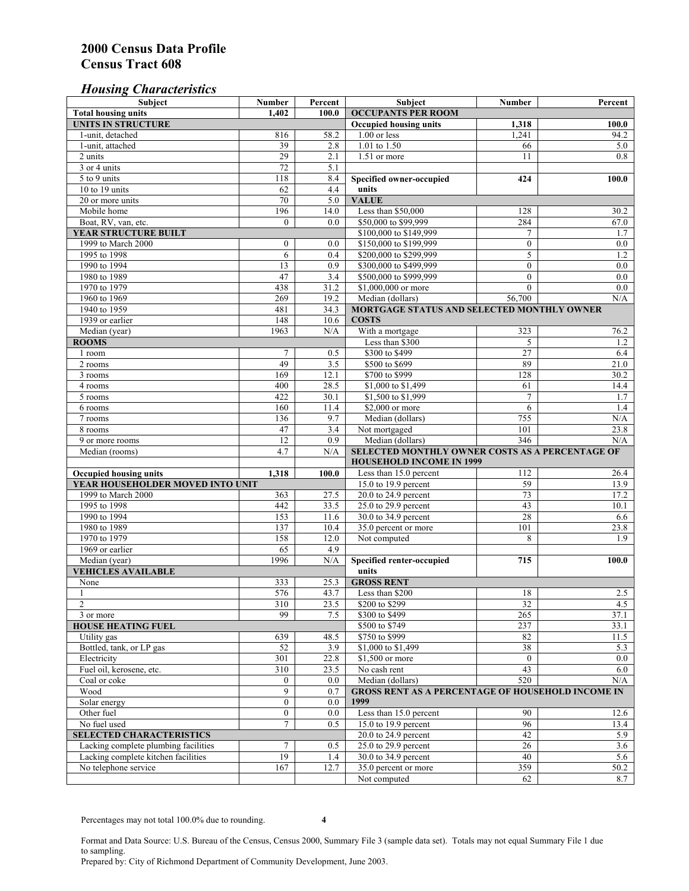# 2000 Census Data Profile
# Census Tract 608

## *Housing Characteristics*

| Subject | Number | Percent | Subject | Number | Percent |
|---|---|---|---|---|---|
| **Total housing units** | **1,402** | **100.0** | **OCCUPANTS PER ROOM** | | |
| **UNITS IN STRUCTURE** | | | **Occupied housing units** | **1,318** | **100.0** |
| 1-unit, detached | 816 | 58.2 | 1.00 or less | 1,241 | 94.2 |
| 1-unit, attached | 39 | 2.8 | 1.01 to 1.50 | 66 | 5.0 |
| 2 units | 29 | 2.1 | 1.51 or more | 11 | 0.8 |
| 3 or 4 units | 72 | 5.1 | | | |
| 5 to 9 units | 118 | 8.4 | **Specified owner-occupied units** | **424** | **100.0** |
| 10 to 19 units | 62 | 4.4 | | | |
| 20 or more units | 70 | 5.0 | **VALUE** | | |
| Mobile home | 196 | 14.0 | Less than $50,000 | 128 | 30.2 |
| Boat, RV, van, etc. | 0 | 0.0 | $50,000 to $99,999 | 284 | 67.0 |
| **YEAR STRUCTURE BUILT** | | | $100,000 to $149,999 | 7 | 1.7 |
| 1999 to March 2000 | 0 | 0.0 | $150,000 to $199,999 | 0 | 0.0 |
| 1995 to 1998 | 6 | 0.4 | $200,000 to $299,999 | 5 | 1.2 |
| 1990 to 1994 | 13 | 0.9 | $300,000 to $499,999 | 0 | 0.0 |
| 1980 to 1989 | 47 | 3.4 | $500,000 to $999,999 | 0 | 0.0 |
| 1970 to 1979 | 438 | 31.2 | $1,000,000 or more | 0 | 0.0 |
| 1960 to 1969 | 269 | 19.2 | Median (dollars) | 56,700 | N/A |
| 1940 to 1959 | 481 | 34.3 | **MORTGAGE STATUS AND SELECTED MONTHLY OWNER COSTS** | | |
| 1939 or earlier | 148 | 10.6 | | | |
| Median (year) | 1963 | N/A | With a mortgage | 323 | 76.2 |
| **ROOMS** | | | Less than $300 | 5 | 1.2 |
| 1 room | 7 | 0.5 | $300 to $499 | 27 | 6.4 |
| 2 rooms | 49 | 3.5 | $500 to $699 | 89 | 21.0 |
| 3 rooms | 169 | 12.1 | $700 to $999 | 128 | 30.2 |
| 4 rooms | 400 | 28.5 | $1,000 to $1,499 | 61 | 14.4 |
| 5 rooms | 422 | 30.1 | $1,500 to $1,999 | 7 | 1.7 |
| 6 rooms | 160 | 11.4 | $2,000 or more | 6 | 1.4 |
| 7 rooms | 136 | 9.7 | Median (dollars) | 755 | N/A |
| 8 rooms | 47 | 3.4 | Not mortgaged | 101 | 23.8 |
| 9 or more rooms | 12 | 0.9 | Median (dollars) | 346 | N/A |
| Median (rooms) | 4.7 | N/A | **SELECTED MONTHLY OWNER COSTS AS A PERCENTAGE OF HOUSEHOLD INCOME IN 1999** | | |
| | | | | | |
| **Occupied housing units** | **1,318** | **100.0** | Less than 15.0 percent | 112 | 26.4 |
| **YEAR HOUSEHOLDER MOVED INTO UNIT** | | | 15.0 to 19.9 percent | 59 | 13.9 |
| 1999 to March 2000 | 363 | 27.5 | 20.0 to 24.9 percent | 73 | 17.2 |
| 1995 to 1998 | 442 | 33.5 | 25.0 to 29.9 percent | 43 | 10.1 |
| 1990 to 1994 | 153 | 11.6 | 30.0 to 34.9 percent | 28 | 6.6 |
| 1980 to 1989 | 137 | 10.4 | 35.0 percent or more | 101 | 23.8 |
| 1970 to 1979 | 158 | 12.0 | Not computed | 8 | 1.9 |
| 1969 or earlier | 65 | 4.9 | | | |
| Median (year) | 1996 | N/A | **Specified renter-occupied units** | **715** | **100.0** |
| **VEHICLES AVAILABLE** | | | | | |
| None | 333 | 25.3 | **GROSS RENT** | | |
| 1 | 576 | 43.7 | Less than $200 | 18 | 2.5 |
| 2 | 310 | 23.5 | $200 to $299 | 32 | 4.5 |
| 3 or more | 99 | 7.5 | $300 to $499 | 265 | 37.1 |
| **HOUSE HEATING FUEL** | | | $500 to $749 | 237 | 33.1 |
| Utility gas | 639 | 48.5 | $750 to $999 | 82 | 11.5 |
| Bottled, tank, or LP gas | 52 | 3.9 | $1,000 to $1,499 | 38 | 5.3 |
| Electricity | 301 | 22.8 | $1,500 or more | 0 | 0.0 |
| Fuel oil, kerosene, etc. | 310 | 23.5 | No cash rent | 43 | 6.0 |
| Coal or coke | 0 | 0.0 | Median (dollars) | 520 | N/A |
| Wood | 9 | 0.7 | **GROSS RENT AS A PERCENTAGE OF HOUSEHOLD INCOME IN 1999** | | |
| Solar energy | 0 | 0.0 | | | |
| Other fuel | 0 | 0.0 | Less than 15.0 percent | 90 | 12.6 |
| No fuel used | 7 | 0.5 | 15.0 to 19.9 percent | 96 | 13.4 |
| **SELECTED CHARACTERISTICS** | | | 20.0 to 24.9 percent | 42 | 5.9 |
| Lacking complete plumbing facilities | 7 | 0.5 | 25.0 to 29.9 percent | 26 | 3.6 |
| Lacking complete kitchen facilities | 19 | 1.4 | 30.0 to 34.9 percent | 40 | 5.6 |
| No telephone service | 167 | 12.7 | 35.0 percent or more | 359 | 50.2 |
| | | | Not computed | 62 | 8.7 |

Percentages may not total 100.0% due to rounding.

Format and Data Source: U.S. Bureau of the Census, Census 2000, Summary File 3 (sample data set). Totals may not equal Summary File 1 due to sampling.
Prepared by: City of Richmond Department of Community Development, June 2003.